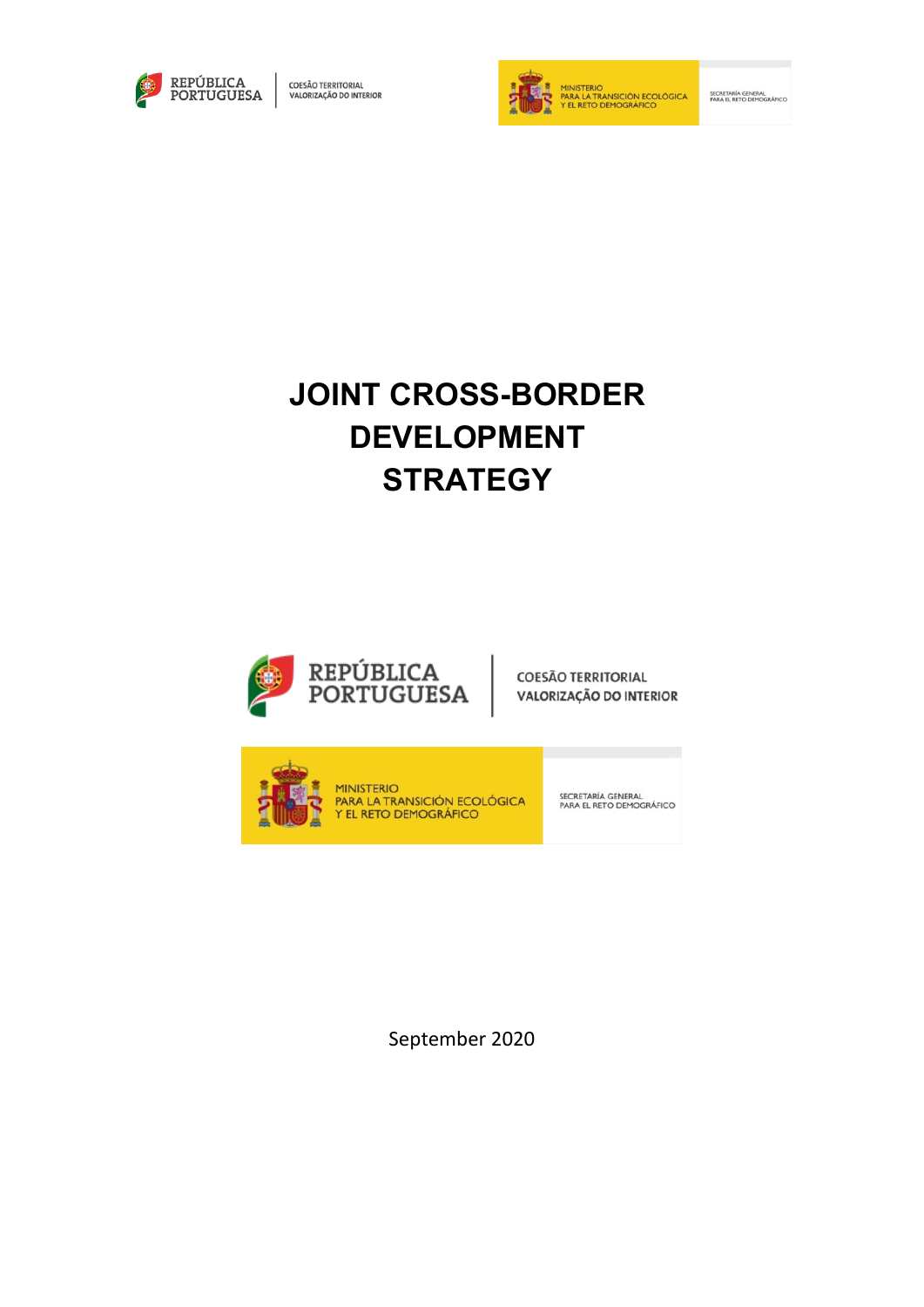REPÚBLICA PORTUGUESA | COESÃO TERRITORIAL VALORIZAÇÃO DO INTERIOR

MINISTERIO PARA LA TRANSICIÓN ECOLÓGICA Y EL RETO DEMOGRÁFICO | SECRETARÍA GENERAL PARA EL RETO DEMOGRÁFICO

# JOINT CROSS-BORDER DEVELOPMENT STRATEGY

REPÚBLICA PORTUGUESA | COESÃO TERRITORIAL VALORIZAÇÃO DO INTERIOR

MINISTERIO PARA LA TRANSICIÓN ECOLÓGICA Y EL RETO DEMOGRÁFICO | SECRETARÍA GENERAL PARA EL RETO DEMOGRÁFICO

September 2020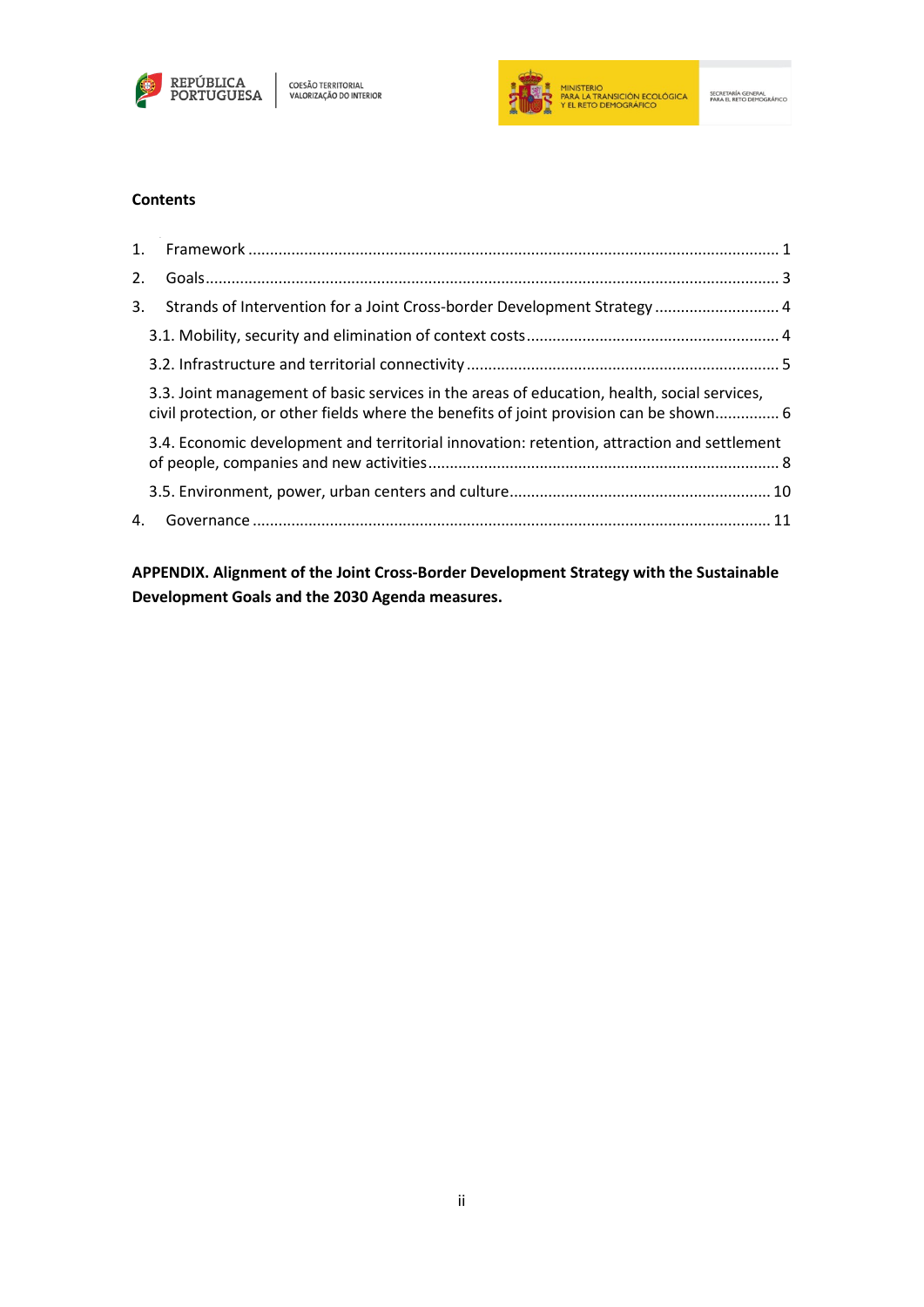**Contents**

1. Framework ........................................................................................................................ 1
2. Goals.................................................................................................................................. 3
3. Strands of Intervention for a Joint Cross-border Development Strategy ............................ 4
   - 3.1. Mobility, security and elimination of context costs.......................................................... 4
   - 3.2. Infrastructure and territorial connectivity ....................................................................... 5
   - 3.3. Joint management of basic services in the areas of education, health, social services, civil protection, or other fields where the benefits of joint provision can be shown............... 6
   - 3.4. Economic development and territorial innovation: retention, attraction and settlement of people, companies and new activities................................................................................ 8
   - 3.5. Environment, power, urban centers and culture............................................................ 10
4. Governance ...................................................................................................................... 11

**APPENDIX. Alignment of the Joint Cross-Border Development Strategy with the Sustainable Development Goals and the 2030 Agenda measures.**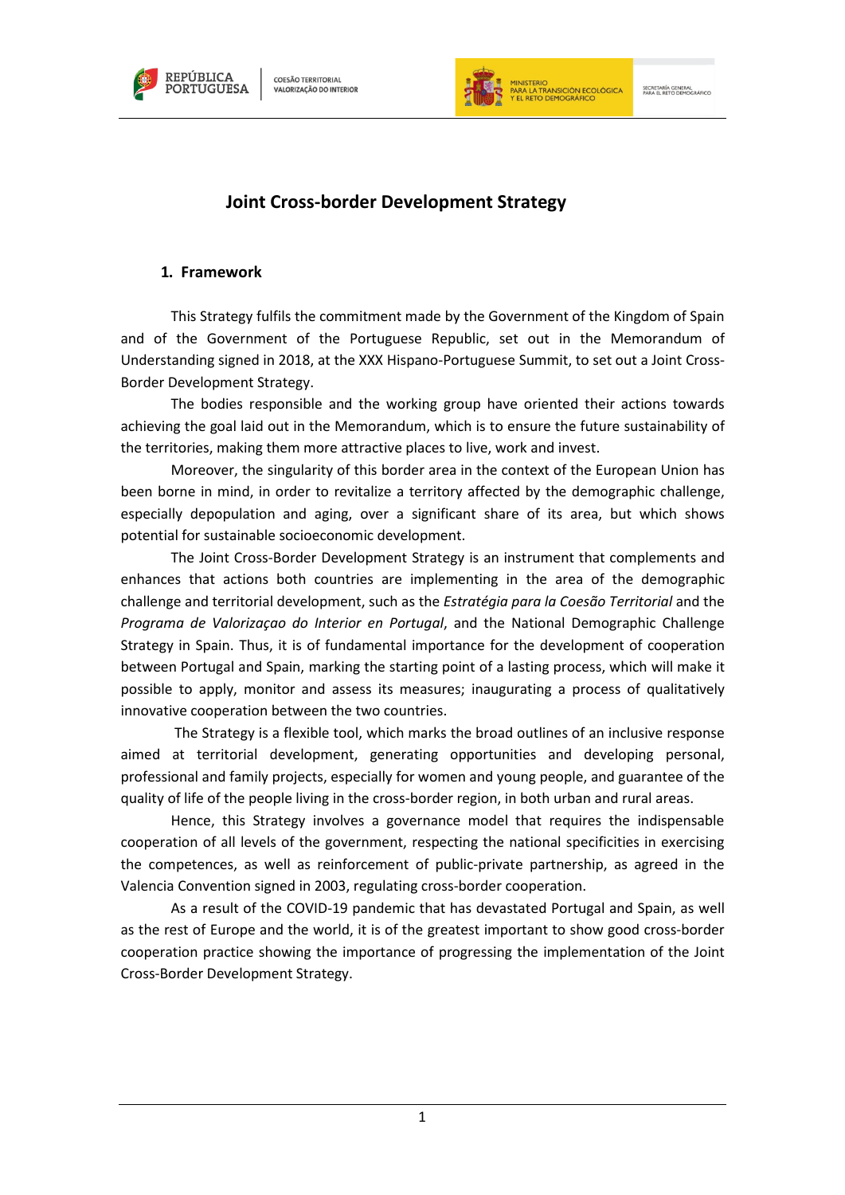# Joint Cross-border Development Strategy

## 1. Framework

This Strategy fulfils the commitment made by the Government of the Kingdom of Spain and of the Government of the Portuguese Republic, set out in the Memorandum of Understanding signed in 2018, at the XXX Hispano-Portuguese Summit, to set out a Joint Cross-Border Development Strategy.

The bodies responsible and the working group have oriented their actions towards achieving the goal laid out in the Memorandum, which is to ensure the future sustainability of the territories, making them more attractive places to live, work and invest.

Moreover, the singularity of this border area in the context of the European Union has been borne in mind, in order to revitalize a territory affected by the demographic challenge, especially depopulation and aging, over a significant share of its area, but which shows potential for sustainable socioeconomic development.

The Joint Cross-Border Development Strategy is an instrument that complements and enhances that actions both countries are implementing in the area of the demographic challenge and territorial development, such as the *Estratégia para la Coesão Territorial* and the *Programa de Valorizaçao do Interior en Portugal*, and the National Demographic Challenge Strategy in Spain. Thus, it is of fundamental importance for the development of cooperation between Portugal and Spain, marking the starting point of a lasting process, which will make it possible to apply, monitor and assess its measures; inaugurating a process of qualitatively innovative cooperation between the two countries.

The Strategy is a flexible tool, which marks the broad outlines of an inclusive response aimed at territorial development, generating opportunities and developing personal, professional and family projects, especially for women and young people, and guarantee of the quality of life of the people living in the cross-border region, in both urban and rural areas.

Hence, this Strategy involves a governance model that requires the indispensable cooperation of all levels of the government, respecting the national specificities in exercising the competences, as well as reinforcement of public-private partnership, as agreed in the Valencia Convention signed in 2003, regulating cross-border cooperation.

As a result of the COVID-19 pandemic that has devastated Portugal and Spain, as well as the rest of Europe and the world, it is of the greatest important to show good cross-border cooperation practice showing the importance of progressing the implementation of the Joint Cross-Border Development Strategy.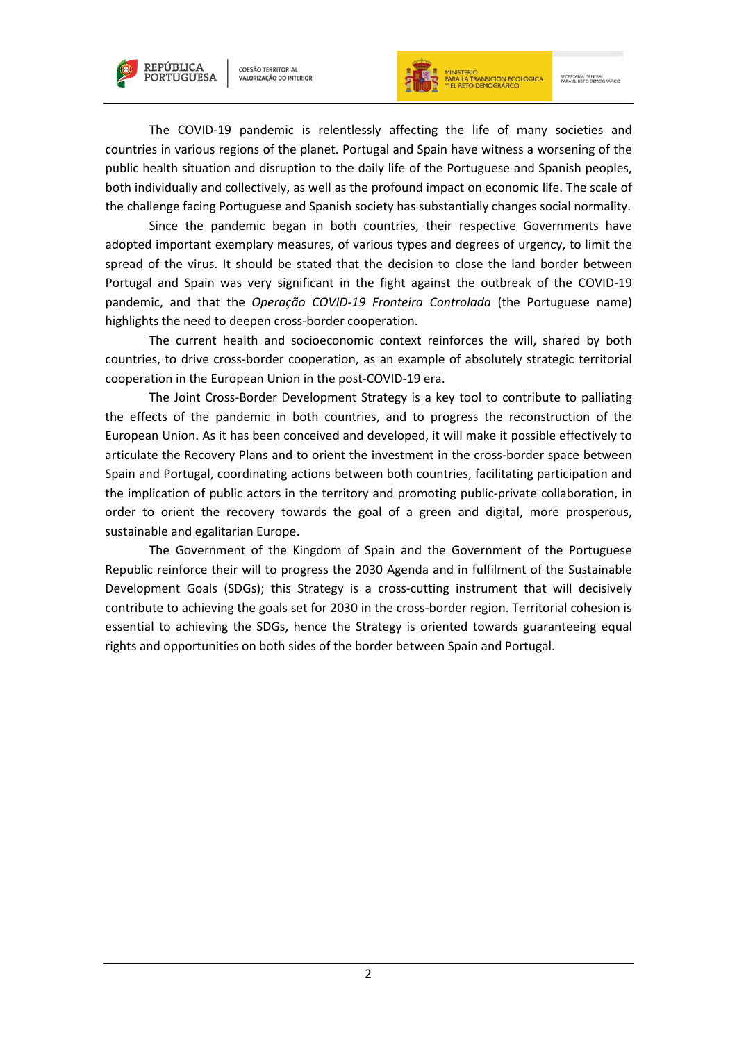The COVID-19 pandemic is relentlessly affecting the life of many societies and countries in various regions of the planet. Portugal and Spain have witness a worsening of the public health situation and disruption to the daily life of the Portuguese and Spanish peoples, both individually and collectively, as well as the profound impact on economic life. The scale of the challenge facing Portuguese and Spanish society has substantially changes social normality.

Since the pandemic began in both countries, their respective Governments have adopted important exemplary measures, of various types and degrees of urgency, to limit the spread of the virus. It should be stated that the decision to close the land border between Portugal and Spain was very significant in the fight against the outbreak of the COVID-19 pandemic, and that the *Operação COVID-19 Fronteira Controlada* (the Portuguese name) highlights the need to deepen cross-border cooperation.

The current health and socioeconomic context reinforces the will, shared by both countries, to drive cross-border cooperation, as an example of absolutely strategic territorial cooperation in the European Union in the post-COVID-19 era.

The Joint Cross-Border Development Strategy is a key tool to contribute to palliating the effects of the pandemic in both countries, and to progress the reconstruction of the European Union. As it has been conceived and developed, it will make it possible effectively to articulate the Recovery Plans and to orient the investment in the cross-border space between Spain and Portugal, coordinating actions between both countries, facilitating participation and the implication of public actors in the territory and promoting public-private collaboration, in order to orient the recovery towards the goal of a green and digital, more prosperous, sustainable and egalitarian Europe.

The Government of the Kingdom of Spain and the Government of the Portuguese Republic reinforce their will to progress the 2030 Agenda and in fulfilment of the Sustainable Development Goals (SDGs); this Strategy is a cross-cutting instrument that will decisively contribute to achieving the goals set for 2030 in the cross-border region. Territorial cohesion is essential to achieving the SDGs, hence the Strategy is oriented towards guaranteeing equal rights and opportunities on both sides of the border between Spain and Portugal.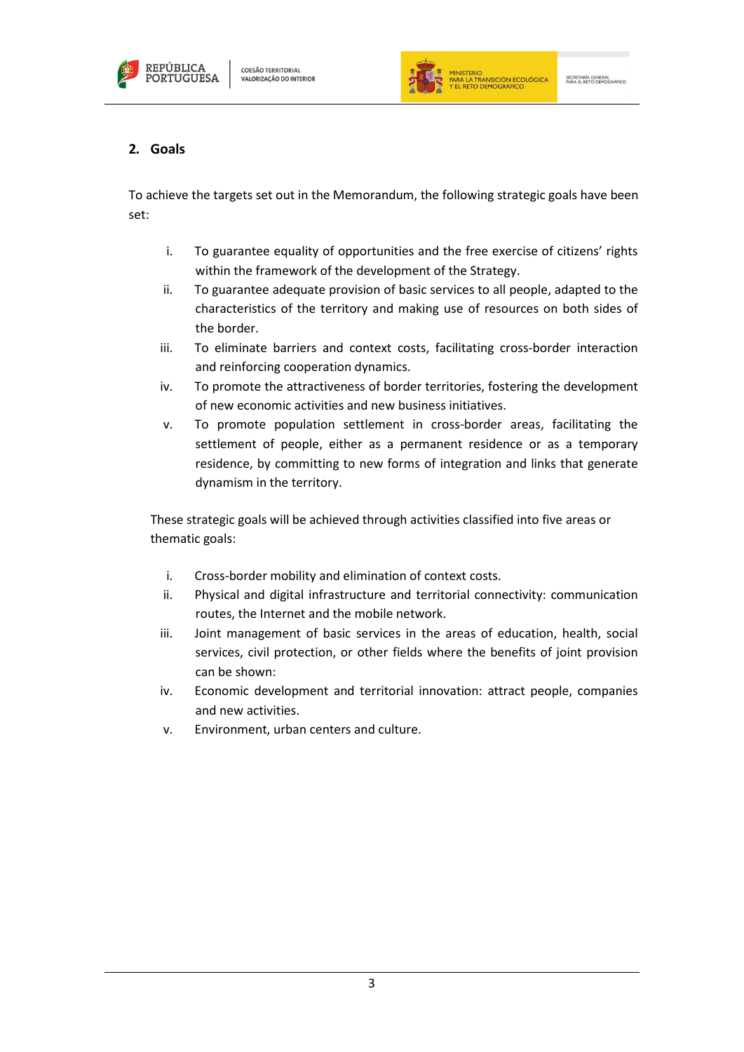## 2. Goals

To achieve the targets set out in the Memorandum, the following strategic goals have been set:

i. To guarantee equality of opportunities and the free exercise of citizens' rights within the framework of the development of the Strategy.
ii. To guarantee adequate provision of basic services to all people, adapted to the characteristics of the territory and making use of resources on both sides of the border.
iii. To eliminate barriers and context costs, facilitating cross-border interaction and reinforcing cooperation dynamics.
iv. To promote the attractiveness of border territories, fostering the development of new economic activities and new business initiatives.
v. To promote population settlement in cross-border areas, facilitating the settlement of people, either as a permanent residence or as a temporary residence, by committing to new forms of integration and links that generate dynamism in the territory.

These strategic goals will be achieved through activities classified into five areas or thematic goals:

i. Cross-border mobility and elimination of context costs.
ii. Physical and digital infrastructure and territorial connectivity: communication routes, the Internet and the mobile network.
iii. Joint management of basic services in the areas of education, health, social services, civil protection, or other fields where the benefits of joint provision can be shown:
iv. Economic development and territorial innovation: attract people, companies and new activities.
v. Environment, urban centers and culture.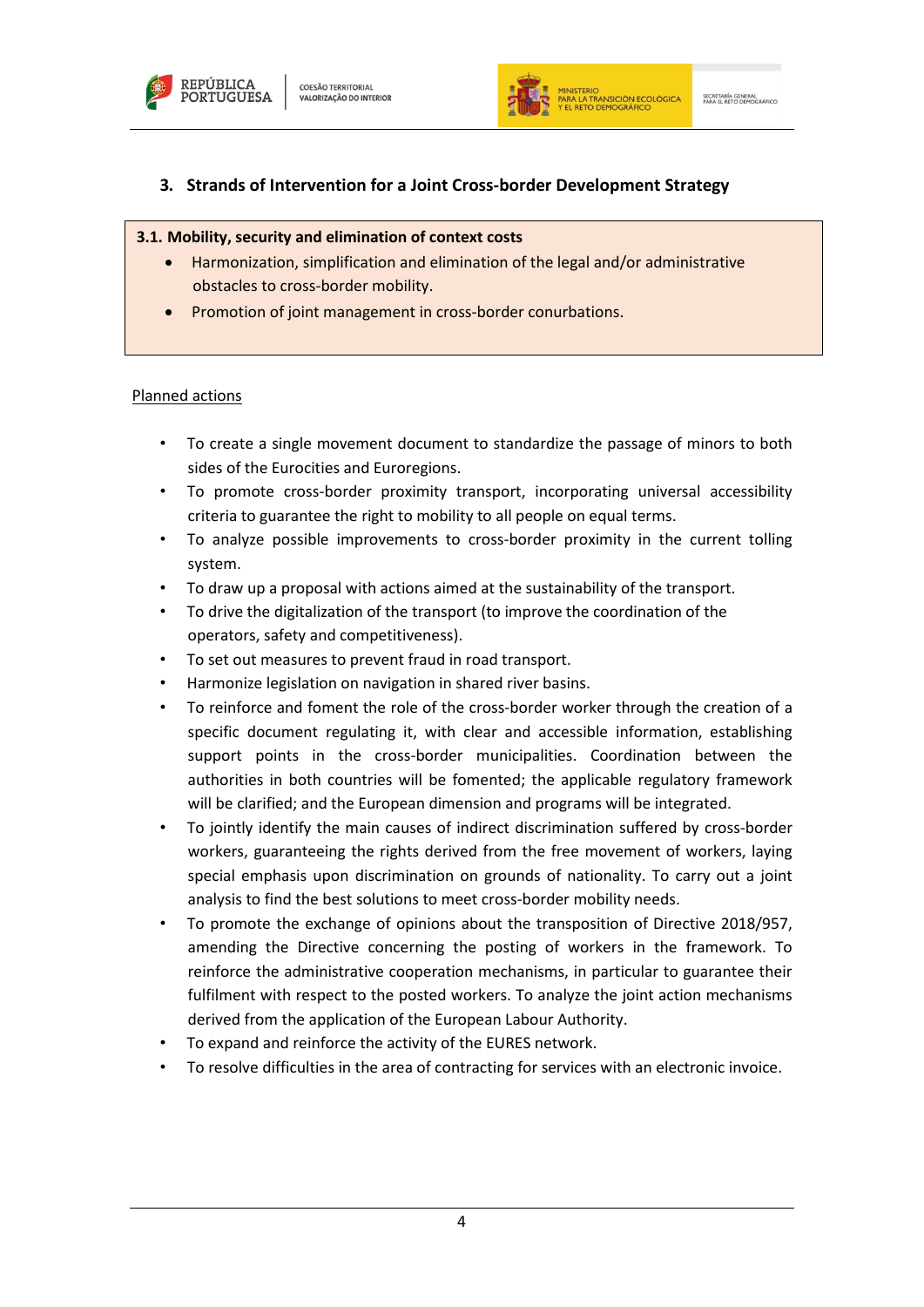## 3. Strands of Intervention for a Joint Cross-border Development Strategy

**3.1. Mobility, security and elimination of context costs**

- Harmonization, simplification and elimination of the legal and/or administrative obstacles to cross-border mobility.
- Promotion of joint management in cross-border conurbations.

Planned actions

- To create a single movement document to standardize the passage of minors to both sides of the Eurocities and Euroregions.
- To promote cross-border proximity transport, incorporating universal accessibility criteria to guarantee the right to mobility to all people on equal terms.
- To analyze possible improvements to cross-border proximity in the current tolling system.
- To draw up a proposal with actions aimed at the sustainability of the transport.
- To drive the digitalization of the transport (to improve the coordination of the operators, safety and competitiveness).
- To set out measures to prevent fraud in road transport.
- Harmonize legislation on navigation in shared river basins.
- To reinforce and foment the role of the cross-border worker through the creation of a specific document regulating it, with clear and accessible information, establishing support points in the cross-border municipalities. Coordination between the authorities in both countries will be fomented; the applicable regulatory framework will be clarified; and the European dimension and programs will be integrated.
- To jointly identify the main causes of indirect discrimination suffered by cross-border workers, guaranteeing the rights derived from the free movement of workers, laying special emphasis upon discrimination on grounds of nationality. To carry out a joint analysis to find the best solutions to meet cross-border mobility needs.
- To promote the exchange of opinions about the transposition of Directive 2018/957, amending the Directive concerning the posting of workers in the framework. To reinforce the administrative cooperation mechanisms, in particular to guarantee their fulfilment with respect to the posted workers. To analyze the joint action mechanisms derived from the application of the European Labour Authority.
- To expand and reinforce the activity of the EURES network.
- To resolve difficulties in the area of contracting for services with an electronic invoice.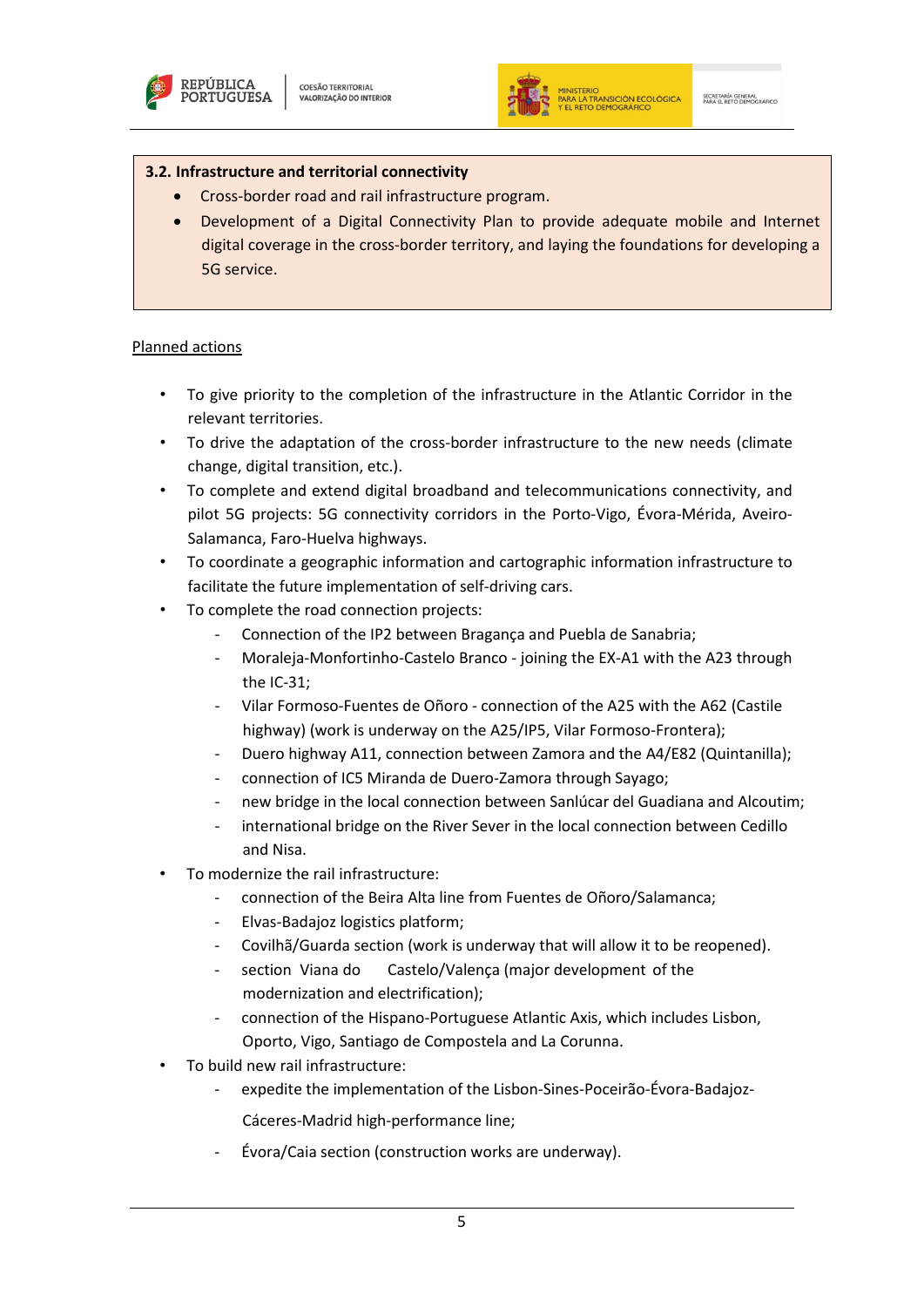**3.2. Infrastructure and territorial connectivity**

- Cross-border road and rail infrastructure program.
- Development of a Digital Connectivity Plan to provide adequate mobile and Internet digital coverage in the cross-border territory, and laying the foundations for developing a 5G service.

Planned actions

- To give priority to the completion of the infrastructure in the Atlantic Corridor in the relevant territories.
- To drive the adaptation of the cross-border infrastructure to the new needs (climate change, digital transition, etc.).
- To complete and extend digital broadband and telecommunications connectivity, and pilot 5G projects: 5G connectivity corridors in the Porto-Vigo, Évora-Mérida, Aveiro-Salamanca, Faro-Huelva highways.
- To coordinate a geographic information and cartographic information infrastructure to facilitate the future implementation of self-driving cars.
- To complete the road connection projects:
  - Connection of the IP2 between Bragança and Puebla de Sanabria;
  - Moraleja-Monfortinho-Castelo Branco - joining the EX-A1 with the A23 through the IC-31;
  - Vilar Formoso-Fuentes de Oñoro - connection of the A25 with the A62 (Castile highway) (work is underway on the A25/IP5, Vilar Formoso-Frontera);
  - Duero highway A11, connection between Zamora and the A4/E82 (Quintanilla);
  - connection of IC5 Miranda de Duero-Zamora through Sayago;
  - new bridge in the local connection between Sanlúcar del Guadiana and Alcoutim;
  - international bridge on the River Sever in the local connection between Cedillo and Nisa.
- To modernize the rail infrastructure:
  - connection of the Beira Alta line from Fuentes de Oñoro/Salamanca;
  - Elvas-Badajoz logistics platform;
  - Covilhã/Guarda section (work is underway that will allow it to be reopened).
  - section Viana do Castelo/Valença (major development of the modernization and electrification);
  - connection of the Hispano-Portuguese Atlantic Axis, which includes Lisbon, Oporto, Vigo, Santiago de Compostela and La Corunna.
- To build new rail infrastructure:
  - expedite the implementation of the Lisbon-Sines-Poceirão-Évora-Badajoz-Cáceres-Madrid high-performance line;
  - Évora/Caia section (construction works are underway).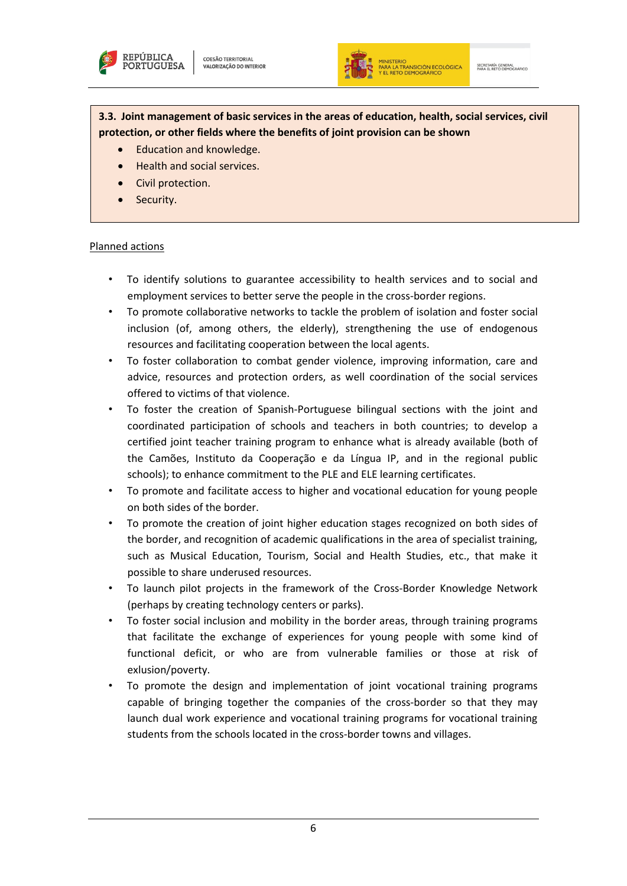**3.3. Joint management of basic services in the areas of education, health, social services, civil protection, or other fields where the benefits of joint provision can be shown**

- Education and knowledge.
- Health and social services.
- Civil protection.
- Security.

Planned actions

- To identify solutions to guarantee accessibility to health services and to social and employment services to better serve the people in the cross-border regions.
- To promote collaborative networks to tackle the problem of isolation and foster social inclusion (of, among others, the elderly), strengthening the use of endogenous resources and facilitating cooperation between the local agents.
- To foster collaboration to combat gender violence, improving information, care and advice, resources and protection orders, as well coordination of the social services offered to victims of that violence.
- To foster the creation of Spanish-Portuguese bilingual sections with the joint and coordinated participation of schools and teachers in both countries; to develop a certified joint teacher training program to enhance what is already available (both of the Camões, Instituto da Cooperação e da Língua IP, and in the regional public schools); to enhance commitment to the PLE and ELE learning certificates.
- To promote and facilitate access to higher and vocational education for young people on both sides of the border.
- To promote the creation of joint higher education stages recognized on both sides of the border, and recognition of academic qualifications in the area of specialist training, such as Musical Education, Tourism, Social and Health Studies, etc., that make it possible to share underused resources.
- To launch pilot projects in the framework of the Cross-Border Knowledge Network (perhaps by creating technology centers or parks).
- To foster social inclusion and mobility in the border areas, through training programs that facilitate the exchange of experiences for young people with some kind of functional deficit, or who are from vulnerable families or those at risk of exlusion/poverty.
- To promote the design and implementation of joint vocational training programs capable of bringing together the companies of the cross-border so that they may launch dual work experience and vocational training programs for vocational training students from the schools located in the cross-border towns and villages.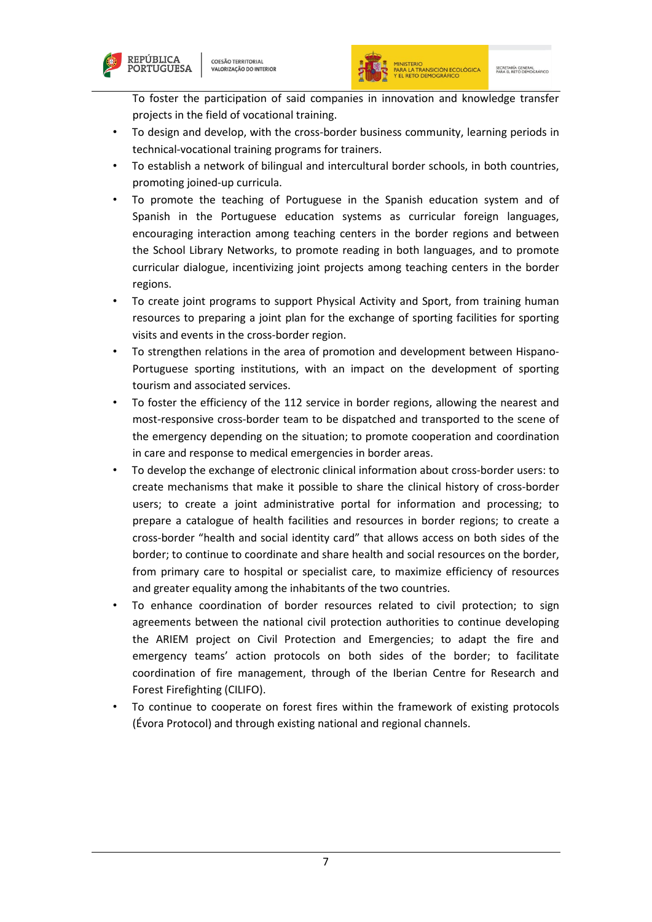To foster the participation of said companies in innovation and knowledge transfer projects in the field of vocational training.

- To design and develop, with the cross-border business community, learning periods in technical-vocational training programs for trainers.
- To establish a network of bilingual and intercultural border schools, in both countries, promoting joined-up curricula.
- To promote the teaching of Portuguese in the Spanish education system and of Spanish in the Portuguese education systems as curricular foreign languages, encouraging interaction among teaching centers in the border regions and between the School Library Networks, to promote reading in both languages, and to promote curricular dialogue, incentivizing joint projects among teaching centers in the border regions.
- To create joint programs to support Physical Activity and Sport, from training human resources to preparing a joint plan for the exchange of sporting facilities for sporting visits and events in the cross-border region.
- To strengthen relations in the area of promotion and development between Hispano-Portuguese sporting institutions, with an impact on the development of sporting tourism and associated services.
- To foster the efficiency of the 112 service in border regions, allowing the nearest and most-responsive cross-border team to be dispatched and transported to the scene of the emergency depending on the situation; to promote cooperation and coordination in care and response to medical emergencies in border areas.
- To develop the exchange of electronic clinical information about cross-border users: to create mechanisms that make it possible to share the clinical history of cross-border users; to create a joint administrative portal for information and processing; to prepare a catalogue of health facilities and resources in border regions; to create a cross-border "health and social identity card" that allows access on both sides of the border; to continue to coordinate and share health and social resources on the border, from primary care to hospital or specialist care, to maximize efficiency of resources and greater equality among the inhabitants of the two countries.
- To enhance coordination of border resources related to civil protection; to sign agreements between the national civil protection authorities to continue developing the ARIEM project on Civil Protection and Emergencies; to adapt the fire and emergency teams' action protocols on both sides of the border; to facilitate coordination of fire management, through of the Iberian Centre for Research and Forest Firefighting (CILIFO).
- To continue to cooperate on forest fires within the framework of existing protocols (Évora Protocol) and through existing national and regional channels.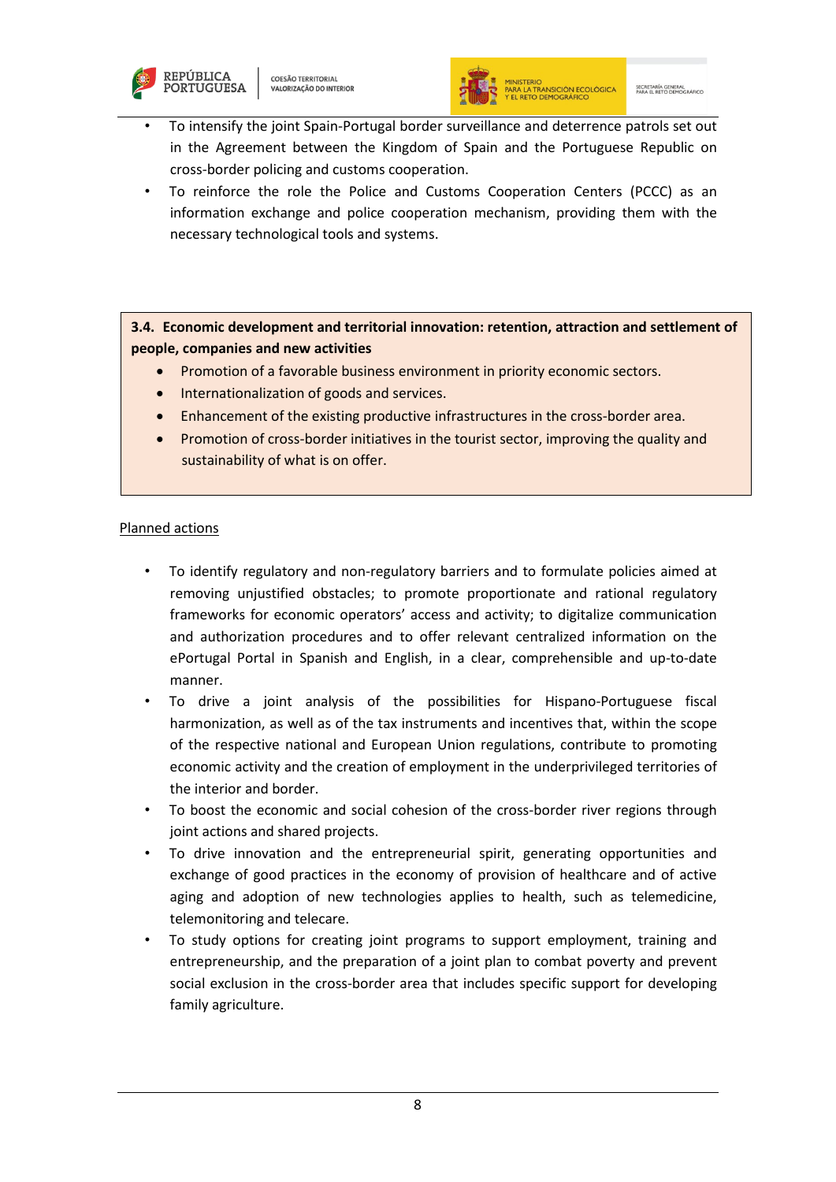- To intensify the joint Spain-Portugal border surveillance and deterrence patrols set out in the Agreement between the Kingdom of Spain and the Portuguese Republic on cross-border policing and customs cooperation.
- To reinforce the role the Police and Customs Cooperation Centers (PCCC) as an information exchange and police cooperation mechanism, providing them with the necessary technological tools and systems.

### 3.4. Economic development and territorial innovation: retention, attraction and settlement of people, companies and new activities

- Promotion of a favorable business environment in priority economic sectors.
- Internationalization of goods and services.
- Enhancement of the existing productive infrastructures in the cross-border area.
- Promotion of cross-border initiatives in the tourist sector, improving the quality and sustainability of what is on offer.

<u>Planned actions</u>

- To identify regulatory and non-regulatory barriers and to formulate policies aimed at removing unjustified obstacles; to promote proportionate and rational regulatory frameworks for economic operators' access and activity; to digitalize communication and authorization procedures and to offer relevant centralized information on the ePortugal Portal in Spanish and English, in a clear, comprehensible and up-to-date manner.
- To drive a joint analysis of the possibilities for Hispano-Portuguese fiscal harmonization, as well as of the tax instruments and incentives that, within the scope of the respective national and European Union regulations, contribute to promoting economic activity and the creation of employment in the underprivileged territories of the interior and border.
- To boost the economic and social cohesion of the cross-border river regions through joint actions and shared projects.
- To drive innovation and the entrepreneurial spirit, generating opportunities and exchange of good practices in the economy of provision of healthcare and of active aging and adoption of new technologies applies to health, such as telemedicine, telemonitoring and telecare.
- To study options for creating joint programs to support employment, training and entrepreneurship, and the preparation of a joint plan to combat poverty and prevent social exclusion in the cross-border area that includes specific support for developing family agriculture.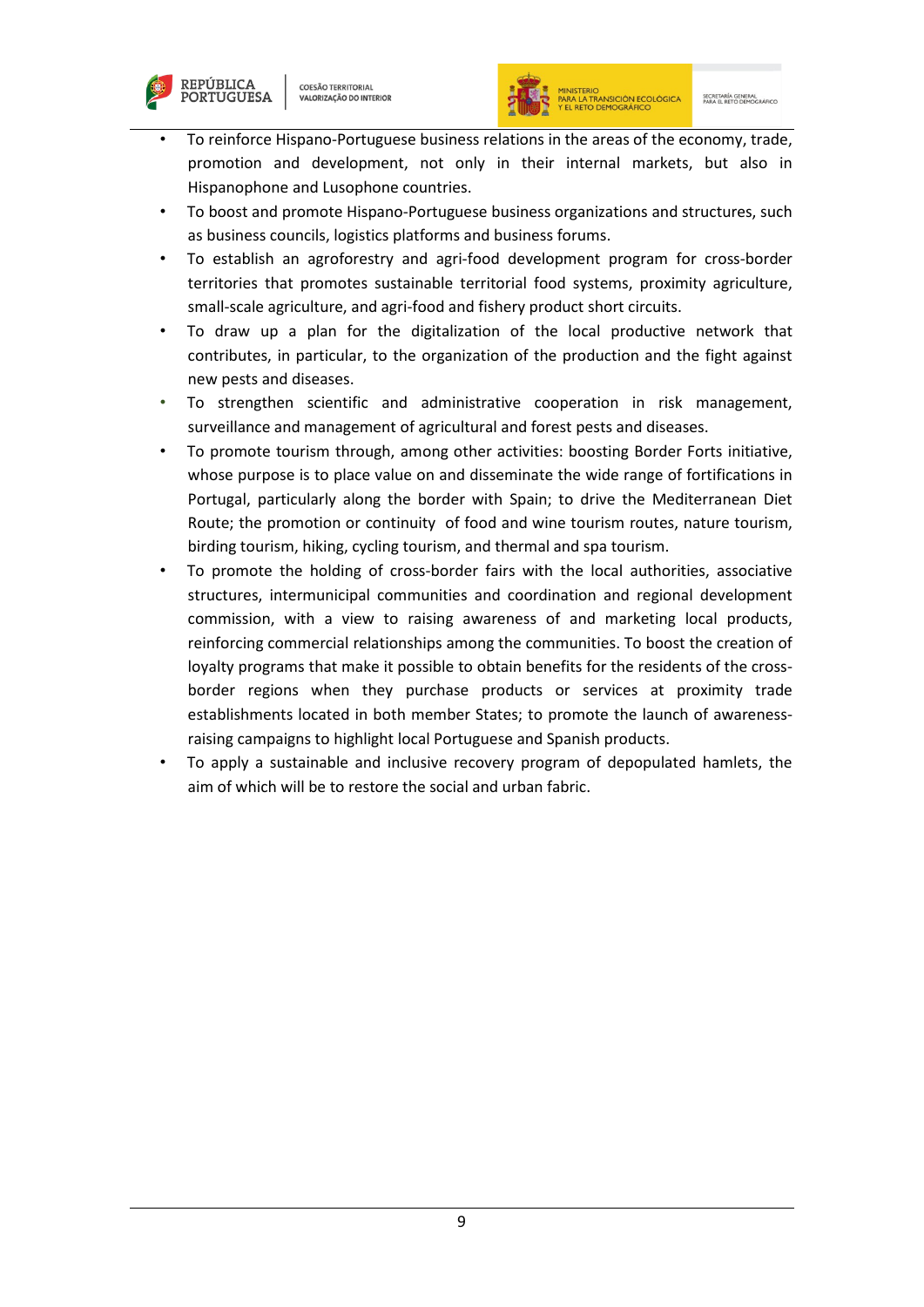- To reinforce Hispano-Portuguese business relations in the areas of the economy, trade, promotion and development, not only in their internal markets, but also in Hispanophone and Lusophone countries.
- To boost and promote Hispano-Portuguese business organizations and structures, such as business councils, logistics platforms and business forums.
- To establish an agroforestry and agri-food development program for cross-border territories that promotes sustainable territorial food systems, proximity agriculture, small-scale agriculture, and agri-food and fishery product short circuits.
- To draw up a plan for the digitalization of the local productive network that contributes, in particular, to the organization of the production and the fight against new pests and diseases.
- To strengthen scientific and administrative cooperation in risk management, surveillance and management of agricultural and forest pests and diseases.
- To promote tourism through, among other activities: boosting Border Forts initiative, whose purpose is to place value on and disseminate the wide range of fortifications in Portugal, particularly along the border with Spain; to drive the Mediterranean Diet Route; the promotion or continuity of food and wine tourism routes, nature tourism, birding tourism, hiking, cycling tourism, and thermal and spa tourism.
- To promote the holding of cross-border fairs with the local authorities, associative structures, intermunicipal communities and coordination and regional development commission, with a view to raising awareness of and marketing local products, reinforcing commercial relationships among the communities. To boost the creation of loyalty programs that make it possible to obtain benefits for the residents of the cross-border regions when they purchase products or services at proximity trade establishments located in both member States; to promote the launch of awareness-raising campaigns to highlight local Portuguese and Spanish products.
- To apply a sustainable and inclusive recovery program of depopulated hamlets, the aim of which will be to restore the social and urban fabric.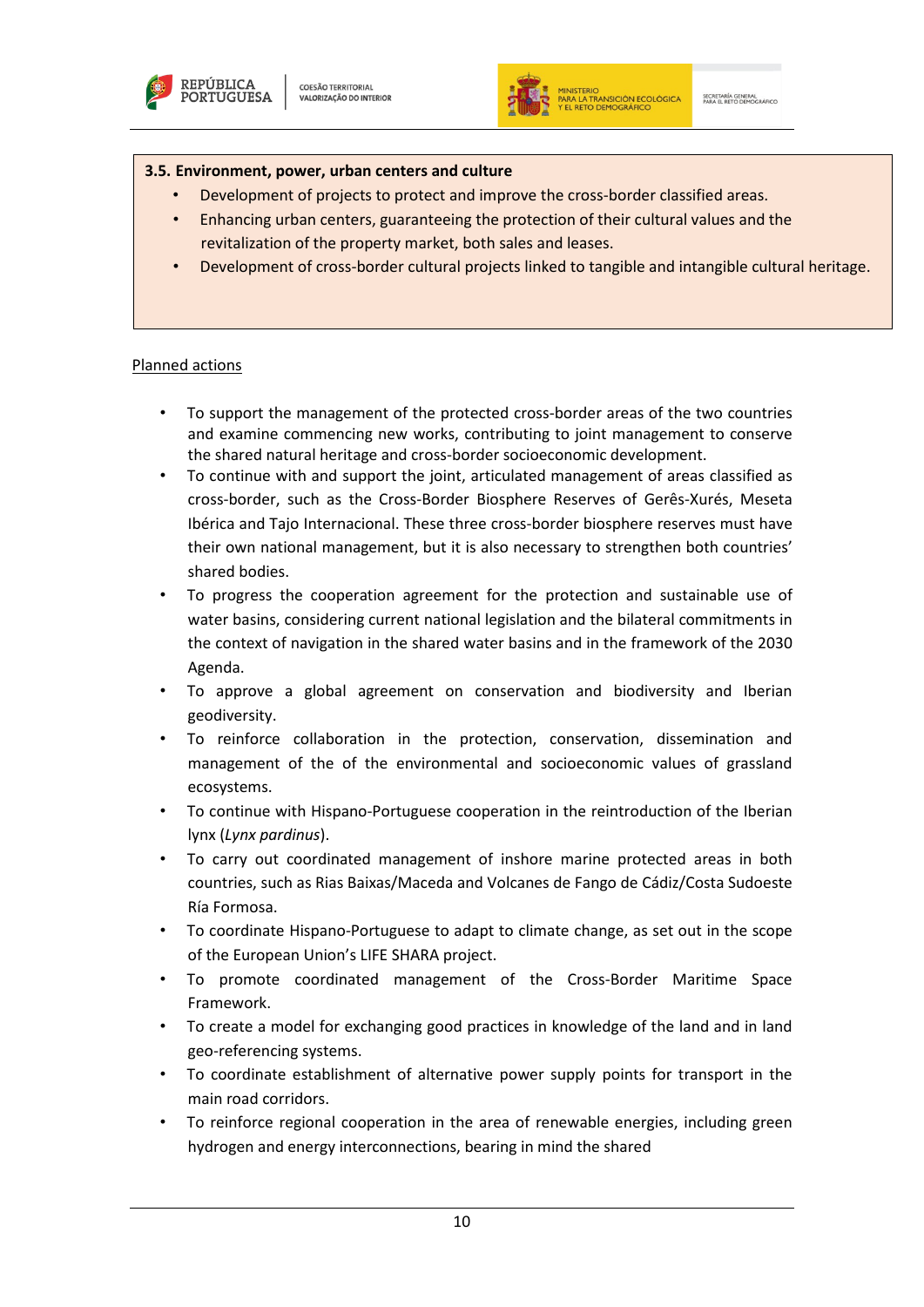**3.5. Environment, power, urban centers and culture**

- Development of projects to protect and improve the cross-border classified areas.
- Enhancing urban centers, guaranteeing the protection of their cultural values and the revitalization of the property market, both sales and leases.
- Development of cross-border cultural projects linked to tangible and intangible cultural heritage.

Planned actions

- To support the management of the protected cross-border areas of the two countries and examine commencing new works, contributing to joint management to conserve the shared natural heritage and cross-border socioeconomic development.
- To continue with and support the joint, articulated management of areas classified as cross-border, such as the Cross-Border Biosphere Reserves of Gerês-Xurés, Meseta Ibérica and Tajo Internacional. These three cross-border biosphere reserves must have their own national management, but it is also necessary to strengthen both countries' shared bodies.
- To progress the cooperation agreement for the protection and sustainable use of water basins, considering current national legislation and the bilateral commitments in the context of navigation in the shared water basins and in the framework of the 2030 Agenda.
- To approve a global agreement on conservation and biodiversity and Iberian geodiversity.
- To reinforce collaboration in the protection, conservation, dissemination and management of the of the environmental and socioeconomic values of grassland ecosystems.
- To continue with Hispano-Portuguese cooperation in the reintroduction of the Iberian lynx (*Lynx pardinus*).
- To carry out coordinated management of inshore marine protected areas in both countries, such as Rias Baixas/Maceda and Volcanes de Fango de Cádiz/Costa Sudoeste Ría Formosa.
- To coordinate Hispano-Portuguese to adapt to climate change, as set out in the scope of the European Union's LIFE SHARA project.
- To promote coordinated management of the Cross-Border Maritime Space Framework.
- To create a model for exchanging good practices in knowledge of the land and in land geo-referencing systems.
- To coordinate establishment of alternative power supply points for transport in the main road corridors.
- To reinforce regional cooperation in the area of renewable energies, including green hydrogen and energy interconnections, bearing in mind the shared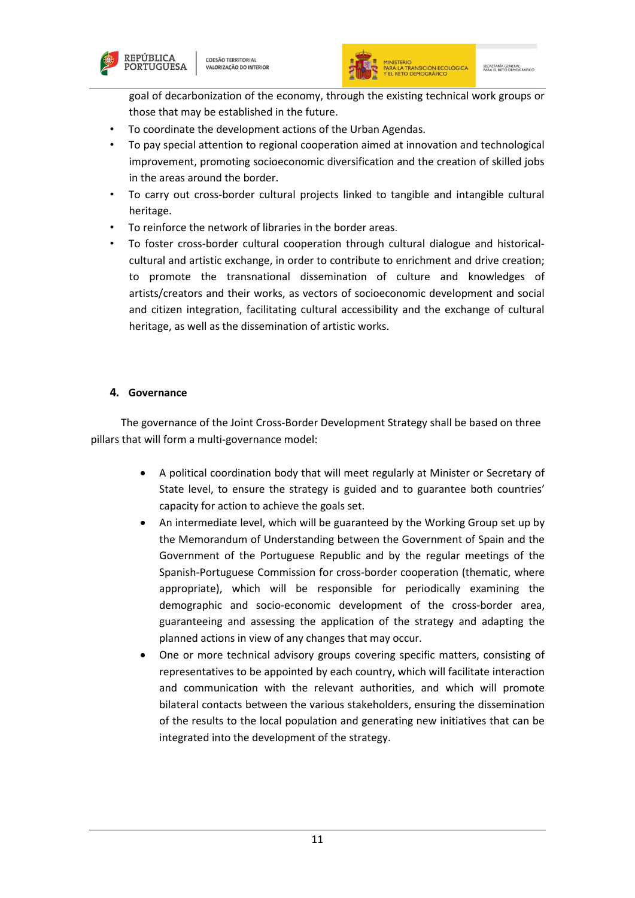goal of decarbonization of the economy, through the existing technical work groups or those that may be established in the future.

- To coordinate the development actions of the Urban Agendas.
- To pay special attention to regional cooperation aimed at innovation and technological improvement, promoting socioeconomic diversification and the creation of skilled jobs in the areas around the border.
- To carry out cross-border cultural projects linked to tangible and intangible cultural heritage.
- To reinforce the network of libraries in the border areas.
- To foster cross-border cultural cooperation through cultural dialogue and historical-cultural and artistic exchange, in order to contribute to enrichment and drive creation; to promote the transnational dissemination of culture and knowledges of artists/creators and their works, as vectors of socioeconomic development and social and citizen integration, facilitating cultural accessibility and the exchange of cultural heritage, as well as the dissemination of artistic works.

## 4. Governance

The governance of the Joint Cross-Border Development Strategy shall be based on three pillars that will form a multi-governance model:

- A political coordination body that will meet regularly at Minister or Secretary of State level, to ensure the strategy is guided and to guarantee both countries' capacity for action to achieve the goals set.
- An intermediate level, which will be guaranteed by the Working Group set up by the Memorandum of Understanding between the Government of Spain and the Government of the Portuguese Republic and by the regular meetings of the Spanish-Portuguese Commission for cross-border cooperation (thematic, where appropriate), which will be responsible for periodically examining the demographic and socio-economic development of the cross-border area, guaranteeing and assessing the application of the strategy and adapting the planned actions in view of any changes that may occur.
- One or more technical advisory groups covering specific matters, consisting of representatives to be appointed by each country, which will facilitate interaction and communication with the relevant authorities, and which will promote bilateral contacts between the various stakeholders, ensuring the dissemination of the results to the local population and generating new initiatives that can be integrated into the development of the strategy.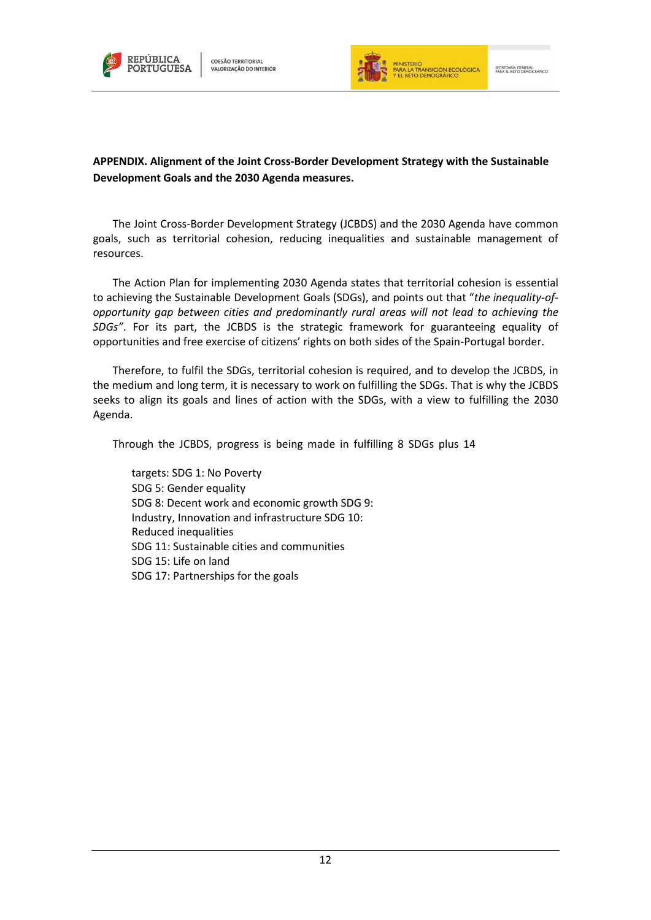**APPENDIX. Alignment of the Joint Cross-Border Development Strategy with the Sustainable Development Goals and the 2030 Agenda measures.**

The Joint Cross-Border Development Strategy (JCBDS) and the 2030 Agenda have common goals, such as territorial cohesion, reducing inequalities and sustainable management of resources.

The Action Plan for implementing 2030 Agenda states that territorial cohesion is essential to achieving the Sustainable Development Goals (SDGs), and points out that "*the inequality-of-opportunity gap between cities and predominantly rural areas will not lead to achieving the SDGs"*. For its part, the JCBDS is the strategic framework for guaranteeing equality of opportunities and free exercise of citizens' rights on both sides of the Spain-Portugal border.

Therefore, to fulfil the SDGs, territorial cohesion is required, and to develop the JCBDS, in the medium and long term, it is necessary to work on fulfilling the SDGs. That is why the JCBDS seeks to align its goals and lines of action with the SDGs, with a view to fulfilling the 2030 Agenda.

Through the JCBDS, progress is being made in fulfilling 8 SDGs plus 14 targets:

- SDG 1: No Poverty
- SDG 5: Gender equality
- SDG 8: Decent work and economic growth
- SDG 9: Industry, Innovation and infrastructure
- SDG 10: Reduced inequalities
- SDG 11: Sustainable cities and communities
- SDG 15: Life on land
- SDG 17: Partnerships for the goals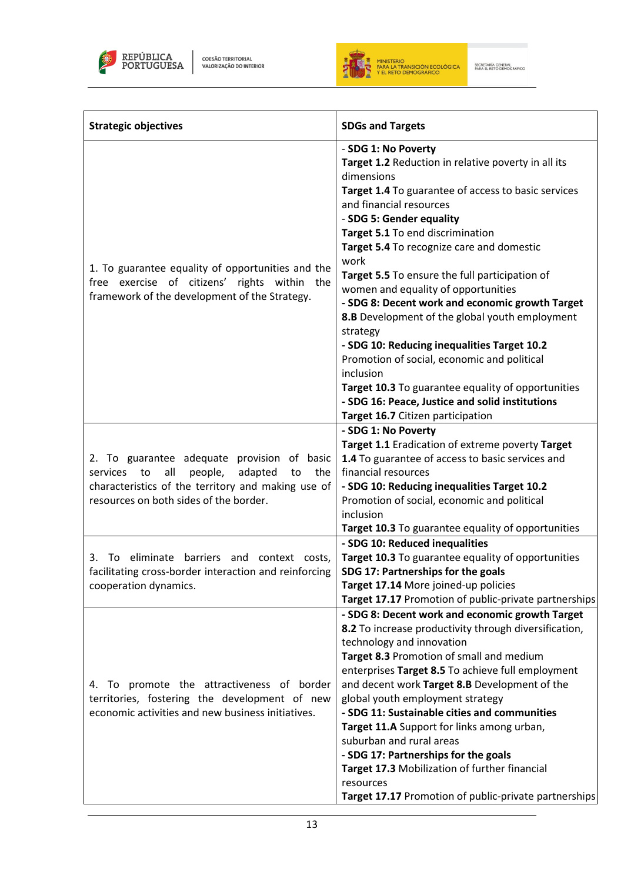| Strategic objectives | SDGs and Targets |
|---|---|
| 1. To guarantee equality of opportunities and the free exercise of citizens' rights within the framework of the development of the Strategy. | - **SDG 1: No Poverty**<br>**Target 1.2** Reduction in relative poverty in all its dimensions<br>**Target 1.4** To guarantee of access to basic services and financial resources<br>- **SDG 5: Gender equality**<br>**Target 5.1** To end discrimination<br>**Target 5.4** To recognize care and domestic work<br>**Target 5.5** To ensure the full participation of women and equality of opportunities<br>**- SDG 8: Decent work and economic growth Target 8.B** Development of the global youth employment strategy<br>**- SDG 10: Reducing inequalities Target 10.2** Promotion of social, economic and political inclusion<br>**Target 10.3** To guarantee equality of opportunities<br>**- SDG 16: Peace, Justice and solid institutions**<br>**Target 16.7** Citizen participation |
| 2. To guarantee adequate provision of basic services to all people, adapted to the characteristics of the territory and making use of resources on both sides of the border. | **- SDG 1: No Poverty**<br>**Target 1.1** Eradication of extreme poverty **Target 1.4** To guarantee of access to basic services and financial resources<br>**- SDG 10: Reducing inequalities Target 10.2** Promotion of social, economic and political inclusion<br>**Target 10.3** To guarantee equality of opportunities |
| 3. To eliminate barriers and context costs, facilitating cross-border interaction and reinforcing cooperation dynamics. | **- SDG 10: Reduced inequalities**<br>**Target 10.3** To guarantee equality of opportunities<br>**SDG 17: Partnerships for the goals**<br>**Target 17.14** More joined-up policies<br>**Target 17.17** Promotion of public-private partnerships |
| 4. To promote the attractiveness of border territories, fostering the development of new economic activities and new business initiatives. | **- SDG 8: Decent work and economic growth Target 8.2** To increase productivity through diversification, technology and innovation<br>**Target 8.3** Promotion of small and medium enterprises **Target 8.5** To achieve full employment and decent work **Target 8.B** Development of the global youth employment strategy<br>**- SDG 11: Sustainable cities and communities**<br>**Target 11.A** Support for links among urban, suburban and rural areas<br>**- SDG 17: Partnerships for the goals**<br>**Target 17.3** Mobilization of further financial resources<br>**Target 17.17** Promotion of public-private partnerships |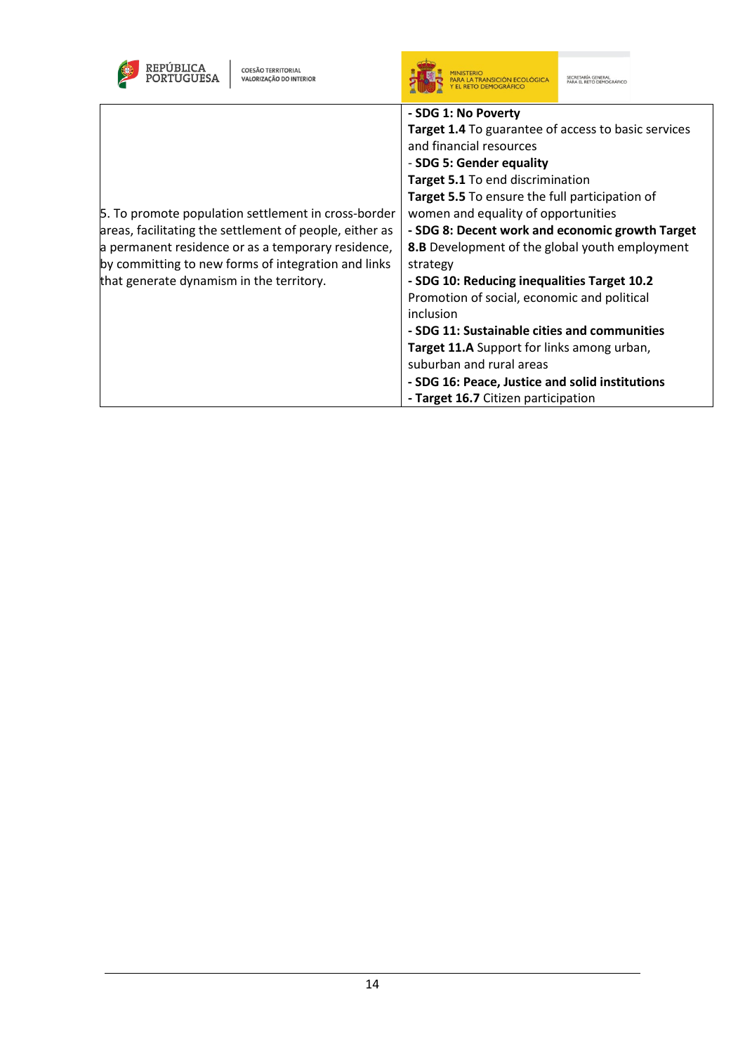| | |
|---|---|
| 5. To promote population settlement in cross-border areas, facilitating the settlement of people, either as a permanent residence or as a temporary residence, by committing to new forms of integration and links that generate dynamism in the territory. | - **SDG 1: No Poverty**<br>**Target 1.4** To guarantee of access to basic services and financial resources<br>- **SDG 5: Gender equality**<br>**Target 5.1** To end discrimination<br>**Target 5.5** To ensure the full participation of women and equality of opportunities<br>**- SDG 8: Decent work and economic growth Target 8.B** Development of the global youth employment strategy<br>**- SDG 10: Reducing inequalities Target 10.2** Promotion of social, economic and political inclusion<br>**- SDG 11: Sustainable cities and communities**<br>**Target 11.A** Support for links among urban, suburban and rural areas<br>**- SDG 16: Peace, Justice and solid institutions**<br>**- Target 16.7** Citizen participation |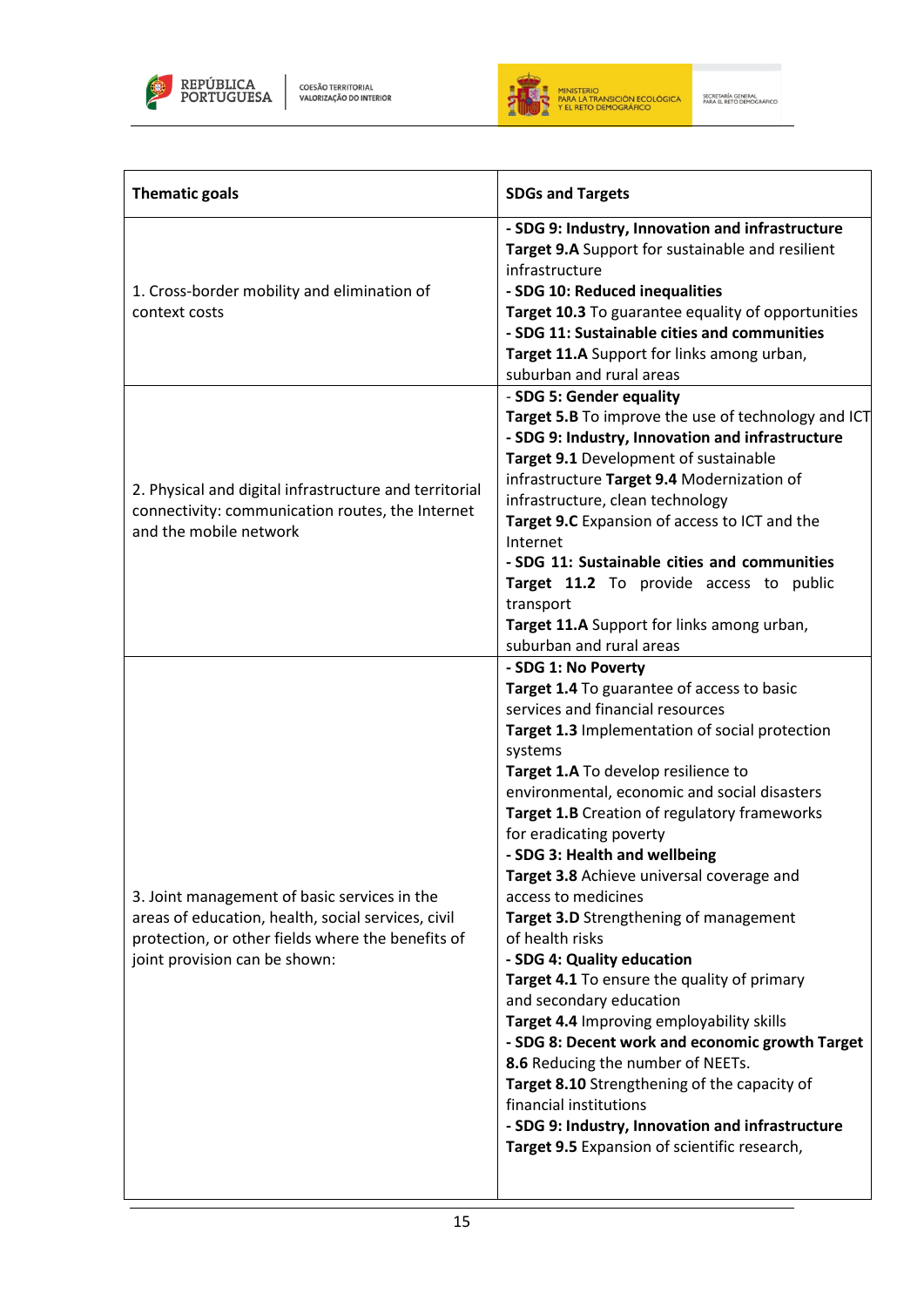| Thematic goals | SDGs and Targets |
|---|---|
| 1. Cross-border mobility and elimination of context costs | **- SDG 9: Industry, Innovation and infrastructure** **Target 9.A** Support for sustainable and resilient infrastructure **- SDG 10: Reduced inequalities** **Target 10.3** To guarantee equality of opportunities **- SDG 11: Sustainable cities and communities** **Target 11.A** Support for links among urban, suburban and rural areas |
| 2. Physical and digital infrastructure and territorial connectivity: communication routes, the Internet and the mobile network | - **SDG 5: Gender equality** **Target 5.B** To improve the use of technology and ICT **- SDG 9: Industry, Innovation and infrastructure** **Target 9.1** Development of sustainable infrastructure **Target 9.4** Modernization of infrastructure, clean technology **Target 9.C** Expansion of access to ICT and the Internet **- SDG 11: Sustainable cities and communities** **Target 11.2** To provide access to public transport **Target 11.A** Support for links among urban, suburban and rural areas |
| 3. Joint management of basic services in the areas of education, health, social services, civil protection, or other fields where the benefits of joint provision can be shown: | **- SDG 1: No Poverty** **Target 1.4** To guarantee of access to basic services and financial resources **Target 1.3** Implementation of social protection systems **Target 1.A** To develop resilience to environmental, economic and social disasters **Target 1.B** Creation of regulatory frameworks for eradicating poverty **- SDG 3: Health and wellbeing** **Target 3.8** Achieve universal coverage and access to medicines **Target 3.D** Strengthening of management of health risks **- SDG 4: Quality education** **Target 4.1** To ensure the quality of primary and secondary education **Target 4.4** Improving employability skills **- SDG 8: Decent work and economic growth Target 8.6** Reducing the number of NEETs. **Target 8.10** Strengthening of the capacity of financial institutions **- SDG 9: Industry, Innovation and infrastructure** **Target 9.5** Expansion of scientific research, |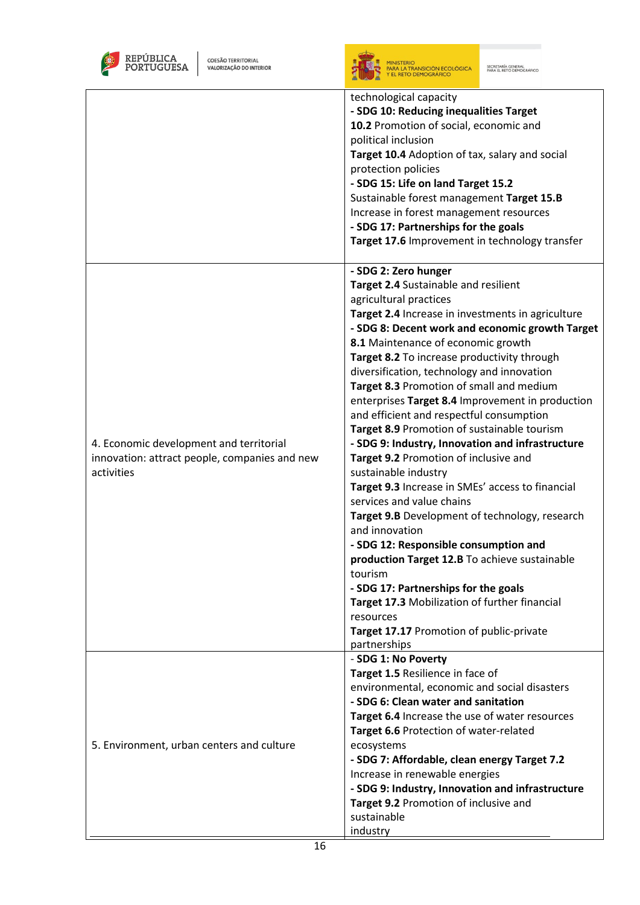| | |
|---|---|
| | technological capacity<br>**- SDG 10: Reducing inequalities Target 10.2** Promotion of social, economic and political inclusion<br>**Target 10.4** Adoption of tax, salary and social protection policies<br>**- SDG 15: Life on land Target 15.2** Sustainable forest management **Target 15.B** Increase in forest management resources<br>**- SDG 17: Partnerships for the goals**<br>**Target 17.6** Improvement in technology transfer |
| 4. Economic development and territorial innovation: attract people, companies and new activities | **- SDG 2: Zero hunger**<br>**Target 2.4** Sustainable and resilient agricultural practices<br>**Target 2.4** Increase in investments in agriculture<br>**- SDG 8: Decent work and economic growth Target 8.1** Maintenance of economic growth<br>**Target 8.2** To increase productivity through diversification, technology and innovation<br>**Target 8.3** Promotion of small and medium enterprises **Target 8.4** Improvement in production and efficient and respectful consumption<br>**Target 8.9** Promotion of sustainable tourism<br>**- SDG 9: Industry, Innovation and infrastructure**<br>**Target 9.2** Promotion of inclusive and sustainable industry<br>**Target 9.3** Increase in SMEs' access to financial services and value chains<br>**Target 9.B** Development of technology, research and innovation<br>**- SDG 12: Responsible consumption and production Target 12.B** To achieve sustainable tourism<br>**- SDG 17: Partnerships for the goals**<br>**Target 17.3** Mobilization of further financial resources<br>**Target 17.17** Promotion of public-private partnerships |
| 5. Environment, urban centers and culture | - **SDG 1: No Poverty**<br>**Target 1.5** Resilience in face of environmental, economic and social disasters<br>**- SDG 6: Clean water and sanitation**<br>**Target 6.4** Increase the use of water resources<br>**Target 6.6** Protection of water-related ecosystems<br>**- SDG 7: Affordable, clean energy Target 7.2** Increase in renewable energies<br>**- SDG 9: Industry, Innovation and infrastructure**<br>**Target 9.2** Promotion of inclusive and sustainable industry |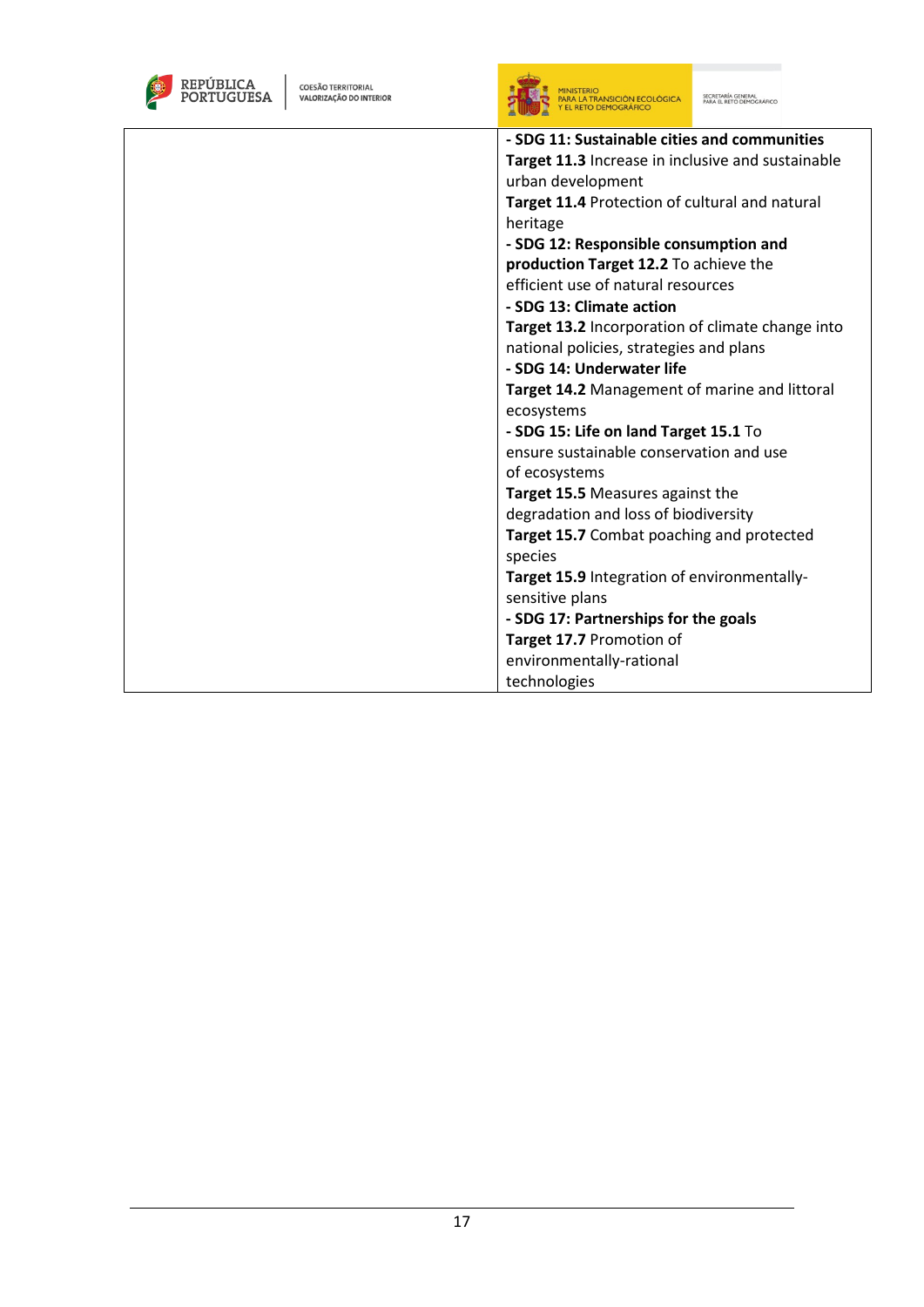| | |
|---|---|
| | **- SDG 11: Sustainable cities and communities**<br>**Target 11.3** Increase in inclusive and sustainable urban development<br>**Target 11.4** Protection of cultural and natural heritage<br>**- SDG 12: Responsible consumption and production Target 12.2** To achieve the efficient use of natural resources<br>**- SDG 13: Climate action**<br>**Target 13.2** Incorporation of climate change into national policies, strategies and plans<br>**- SDG 14: Underwater life**<br>**Target 14.2** Management of marine and littoral ecosystems<br>**- SDG 15: Life on land Target 15.1** To ensure sustainable conservation and use of ecosystems<br>**Target 15.5** Measures against the degradation and loss of biodiversity<br>**Target 15.7** Combat poaching and protected species<br>**Target 15.9** Integration of environmentally-sensitive plans<br>**- SDG 17: Partnerships for the goals**<br>**Target 17.7** Promotion of environmentally-rational technologies |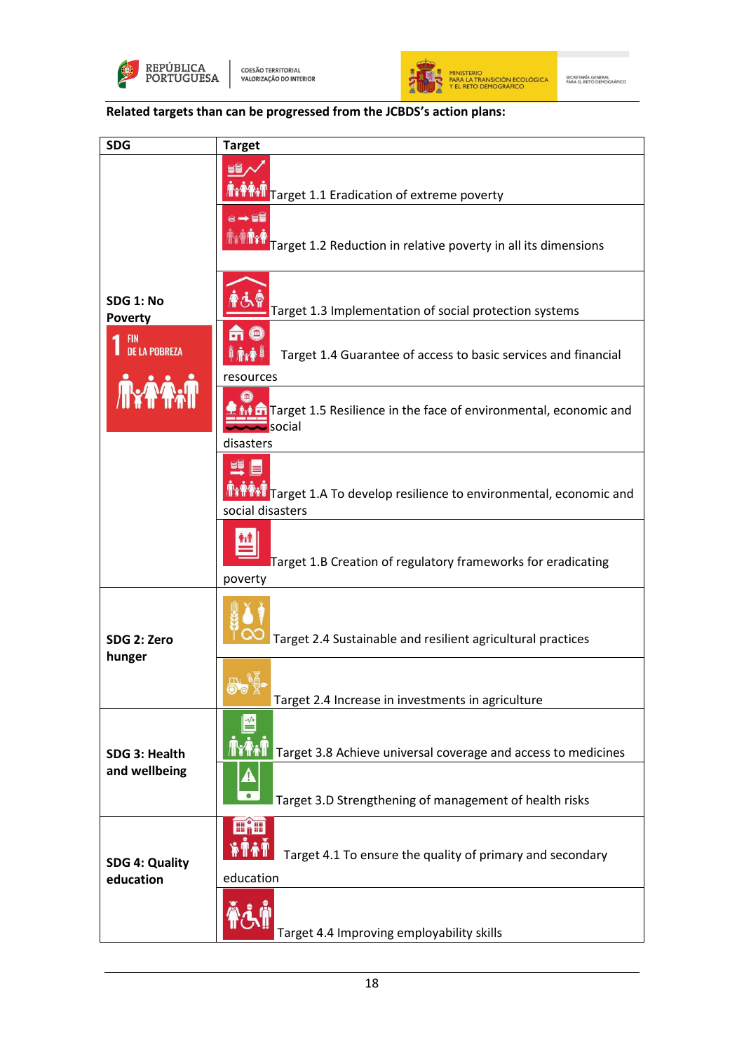**Related targets than can be progressed from the JCBDS's action plans:**

| SDG | Target |
|---|---|
| SDG 1: No Poverty | Target 1.1 Eradication of extreme poverty |
| | Target 1.2 Reduction in relative poverty in all its dimensions |
| | Target 1.3 Implementation of social protection systems |
| | Target 1.4 Guarantee of access to basic services and financial resources |
| | Target 1.5 Resilience in the face of environmental, economic and social disasters |
| | Target 1.A To develop resilience to environmental, economic and social disasters |
| | Target 1.B Creation of regulatory frameworks for eradicating poverty |
| SDG 2: Zero hunger | Target 2.4 Sustainable and resilient agricultural practices |
| | Target 2.4 Increase in investments in agriculture |
| SDG 3: Health and wellbeing | Target 3.8 Achieve universal coverage and access to medicines |
| | Target 3.D Strengthening of management of health risks |
| SDG 4: Quality education | Target 4.1 To ensure the quality of primary and secondary education |
| | Target 4.4 Improving employability skills |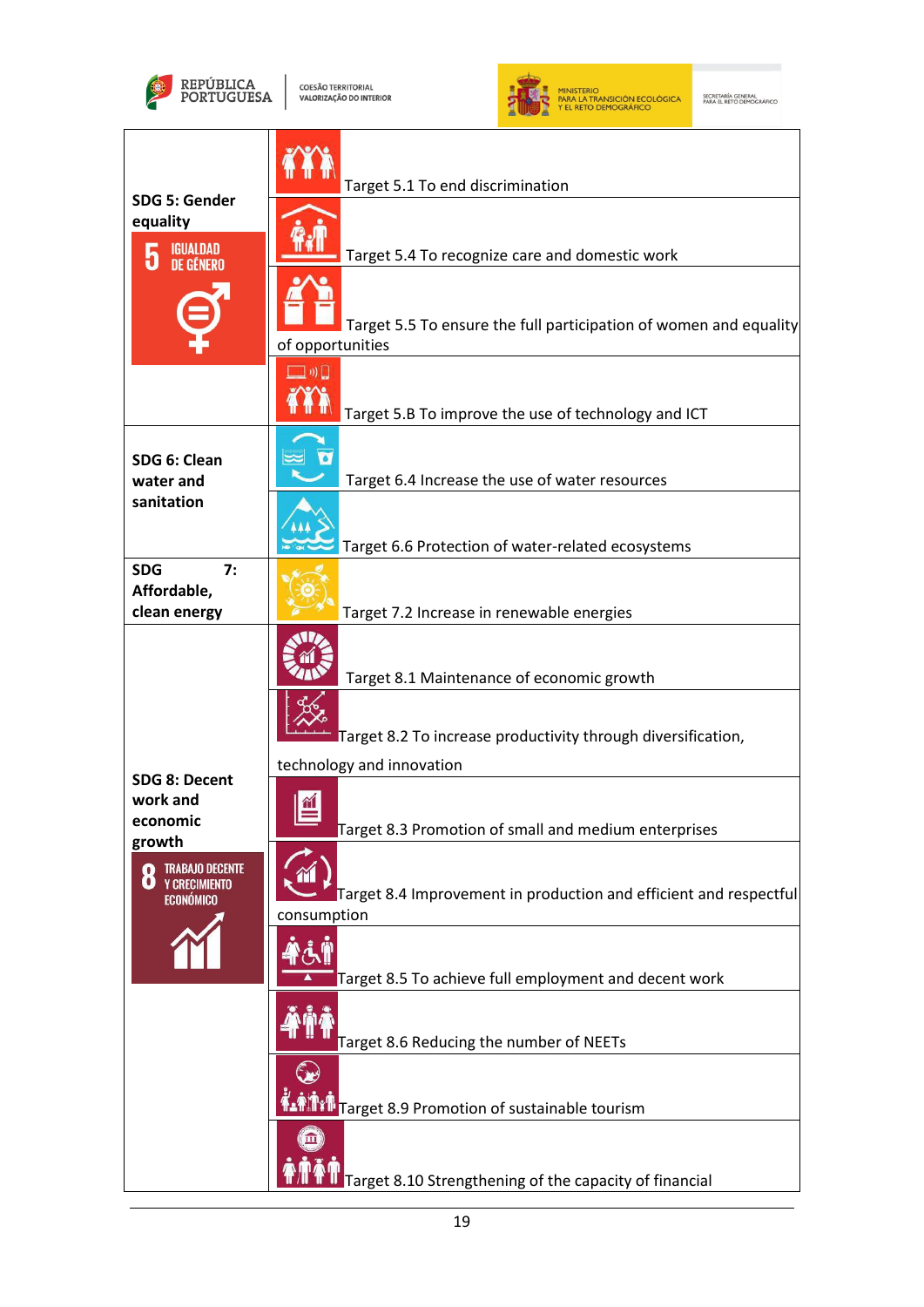| | |
|---|---|
| **SDG 5: Gender equality** | Target 5.1 To end discrimination |
| | Target 5.4 To recognize care and domestic work |
| | Target 5.5 To ensure the full participation of women and equality of opportunities |
| | Target 5.B To improve the use of technology and ICT |
| **SDG 6: Clean water and sanitation** | Target 6.4 Increase the use of water resources |
| | Target 6.6 Protection of water-related ecosystems |
| **SDG 7: Affordable, clean energy** | Target 7.2 Increase in renewable energies |
| **SDG 8: Decent work and economic growth** | Target 8.1 Maintenance of economic growth |
| | Target 8.2 To increase productivity through diversification, technology and innovation |
| | Target 8.3 Promotion of small and medium enterprises |
| | Target 8.4 Improvement in production and efficient and respectful consumption |
| | Target 8.5 To achieve full employment and decent work |
| | Target 8.6 Reducing the number of NEETs |
| | Target 8.9 Promotion of sustainable tourism |
| | Target 8.10 Strengthening of the capacity of financial |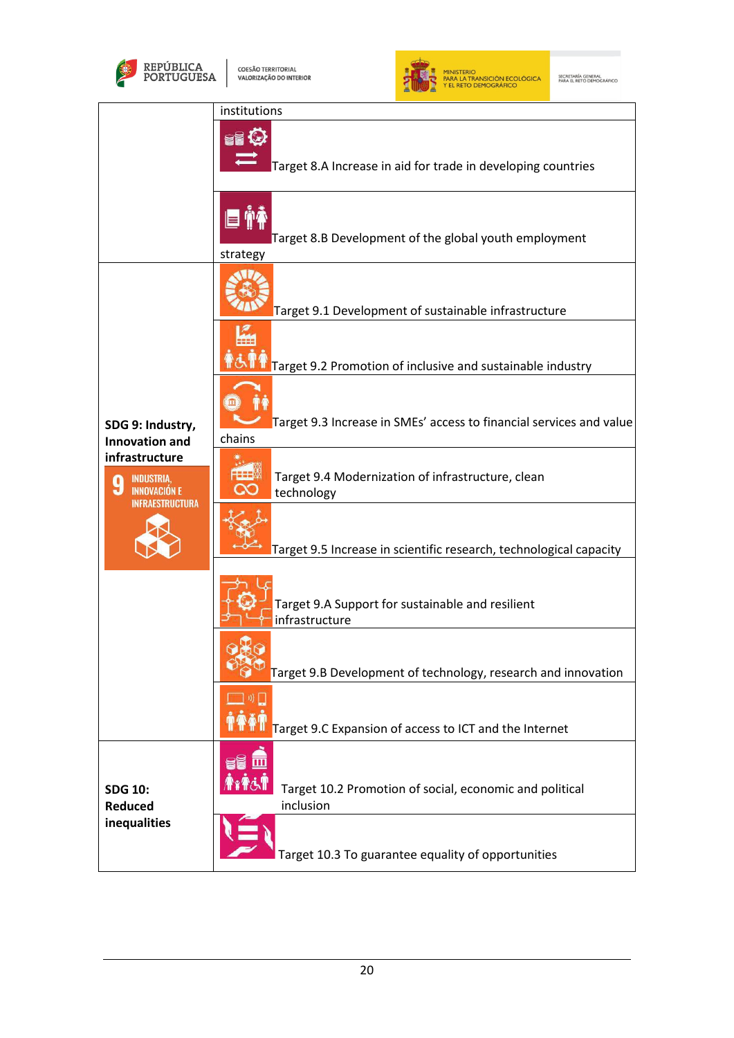| | |
|---|---|
| | institutions |
| | Target 8.A Increase in aid for trade in developing countries |
| | Target 8.B Development of the global youth employment strategy |
| **SDG 9: Industry, Innovation and infrastructure** | Target 9.1 Development of sustainable infrastructure |
| | Target 9.2 Promotion of inclusive and sustainable industry |
| | Target 9.3 Increase in SMEs' access to financial services and value chains |
| | Target 9.4 Modernization of infrastructure, clean technology |
| | Target 9.5 Increase in scientific research, technological capacity |
| | Target 9.A Support for sustainable and resilient infrastructure |
| | Target 9.B Development of technology, research and innovation |
| | Target 9.C Expansion of access to ICT and the Internet |
| **SDG 10: Reduced inequalities** | Target 10.2 Promotion of social, economic and political inclusion |
| | Target 10.3 To guarantee equality of opportunities |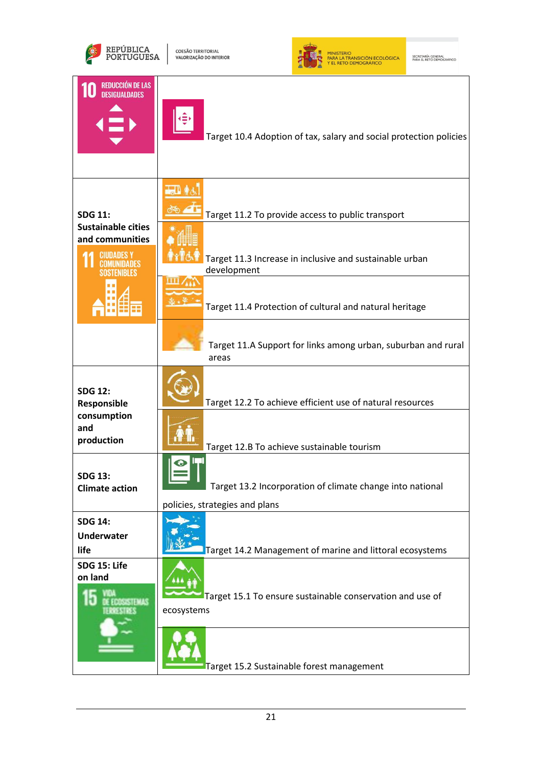| | |
|---|---|
| 10 REDUCCIÓN DE LAS DESIGUALDADES | Target 10.4 Adoption of tax, salary and social protection policies |
| **SDG 11: Sustainable cities and communities** 11 CIUDADES Y COMUNIDADES SOSTENIBLES | Target 11.2 To provide access to public transport |
| | Target 11.3 Increase in inclusive and sustainable urban development |
| | Target 11.4 Protection of cultural and natural heritage |
| | Target 11.A Support for links among urban, suburban and rural areas |
| **SDG 12: Responsible consumption and production** | Target 12.2 To achieve efficient use of natural resources |
| | Target 12.B To achieve sustainable tourism |
| **SDG 13: Climate action** | Target 13.2 Incorporation of climate change into national policies, strategies and plans |
| **SDG 14: Underwater life** | Target 14.2 Management of marine and littoral ecosystems |
| **SDG 15: Life on land** 15 VIDA DE ECOSISTEMAS TERRESTRES | Target 15.1 To ensure sustainable conservation and use of ecosystems |
| | Target 15.2 Sustainable forest management |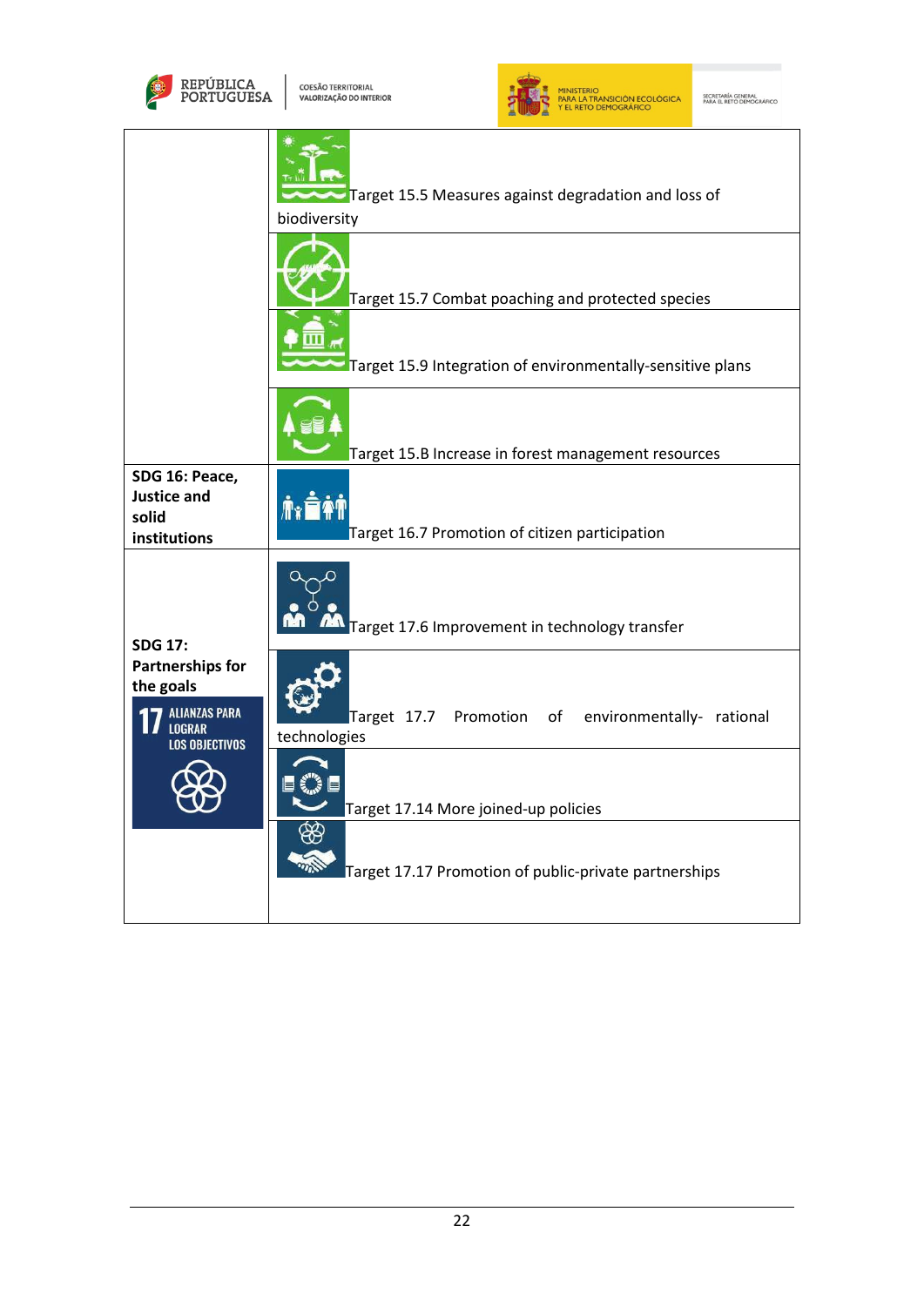| | |
|---|---|
| | Target 15.5 Measures against degradation and loss of biodiversity |
| | Target 15.7 Combat poaching and protected species |
| | Target 15.9 Integration of environmentally-sensitive plans |
| | Target 15.B Increase in forest management resources |
| **SDG 16: Peace, Justice and solid institutions** | Target 16.7 Promotion of citizen participation |
| **SDG 17: Partnerships for the goals** | Target 17.6 Improvement in technology transfer |
| 17 ALIANZAS PARA LOGRAR LOS OBJECTIVOS | Target 17.7 Promotion of environmentally- rational technologies |
| | Target 17.14 More joined-up policies |
| | Target 17.17 Promotion of public-private partnerships |